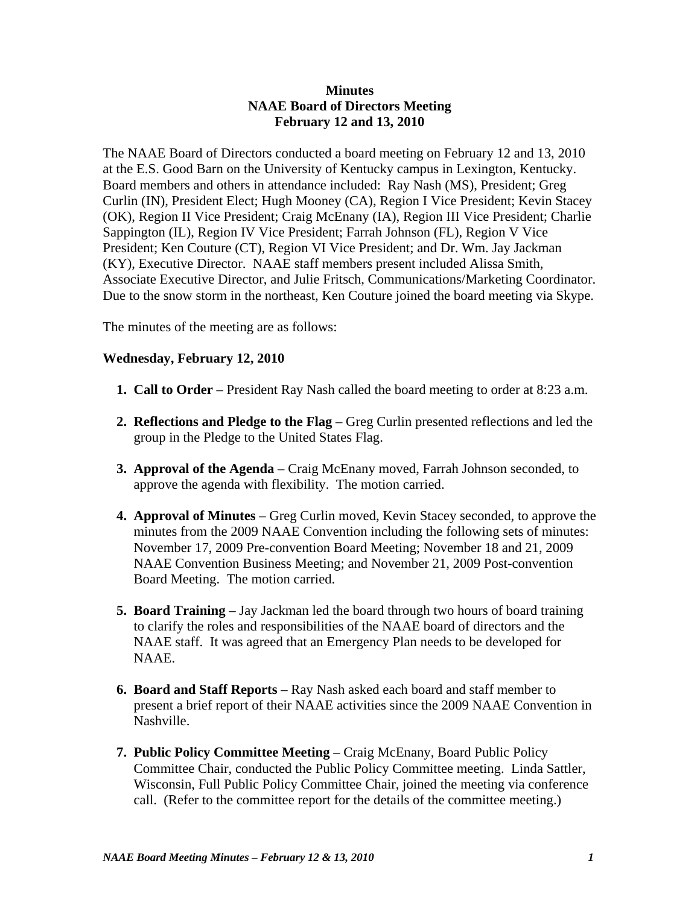**Minutes**
**NAAE Board of Directors Meeting**
**February 12 and 13, 2010**

The NAAE Board of Directors conducted a board meeting on February 12 and 13, 2010 at the E.S. Good Barn on the University of Kentucky campus in Lexington, Kentucky. Board members and others in attendance included: Ray Nash (MS), President; Greg Curlin (IN), President Elect; Hugh Mooney (CA), Region I Vice President; Kevin Stacey (OK), Region II Vice President; Craig McEnany (IA), Region III Vice President; Charlie Sappington (IL), Region IV Vice President; Farrah Johnson (FL), Region V Vice President; Ken Couture (CT), Region VI Vice President; and Dr. Wm. Jay Jackman (KY), Executive Director. NAAE staff members present included Alissa Smith, Associate Executive Director, and Julie Fritsch, Communications/Marketing Coordinator. Due to the snow storm in the northeast, Ken Couture joined the board meeting via Skype.

The minutes of the meeting are as follows:

**Wednesday, February 12, 2010**

1. **Call to Order** – President Ray Nash called the board meeting to order at 8:23 a.m.

2. **Reflections and Pledge to the Flag** – Greg Curlin presented reflections and led the group in the Pledge to the United States Flag.

3. **Approval of the Agenda** – Craig McEnany moved, Farrah Johnson seconded, to approve the agenda with flexibility. The motion carried.

4. **Approval of Minutes** – Greg Curlin moved, Kevin Stacey seconded, to approve the minutes from the 2009 NAAE Convention including the following sets of minutes: November 17, 2009 Pre-convention Board Meeting; November 18 and 21, 2009 NAAE Convention Business Meeting; and November 21, 2009 Post-convention Board Meeting. The motion carried.

5. **Board Training** – Jay Jackman led the board through two hours of board training to clarify the roles and responsibilities of the NAAE board of directors and the NAAE staff. It was agreed that an Emergency Plan needs to be developed for NAAE.

6. **Board and Staff Reports** – Ray Nash asked each board and staff member to present a brief report of their NAAE activities since the 2009 NAAE Convention in Nashville.

7. **Public Policy Committee Meeting** – Craig McEnany, Board Public Policy Committee Chair, conducted the Public Policy Committee meeting. Linda Sattler, Wisconsin, Full Public Policy Committee Chair, joined the meeting via conference call. (Refer to the committee report for the details of the committee meeting.)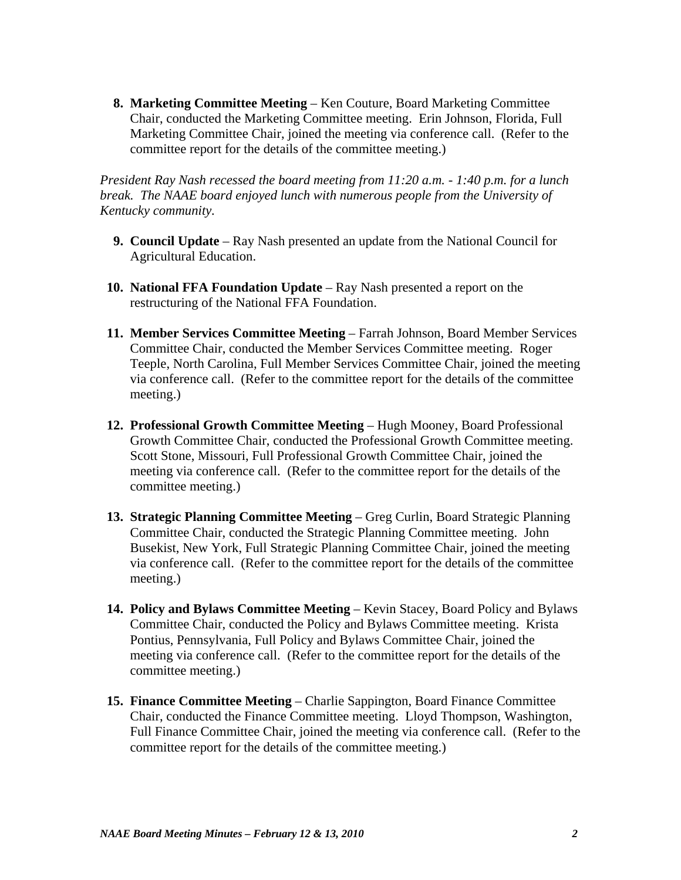8. **Marketing Committee Meeting** – Ken Couture, Board Marketing Committee Chair, conducted the Marketing Committee meeting. Erin Johnson, Florida, Full Marketing Committee Chair, joined the meeting via conference call. (Refer to the committee report for the details of the committee meeting.)

*President Ray Nash recessed the board meeting from 11:20 a.m. - 1:40 p.m. for a lunch break. The NAAE board enjoyed lunch with numerous people from the University of Kentucky community.*

9. **Council Update** – Ray Nash presented an update from the National Council for Agricultural Education.

10. **National FFA Foundation Update** – Ray Nash presented a report on the restructuring of the National FFA Foundation.

11. **Member Services Committee Meeting** – Farrah Johnson, Board Member Services Committee Chair, conducted the Member Services Committee meeting. Roger Teeple, North Carolina, Full Member Services Committee Chair, joined the meeting via conference call. (Refer to the committee report for the details of the committee meeting.)

12. **Professional Growth Committee Meeting** – Hugh Mooney, Board Professional Growth Committee Chair, conducted the Professional Growth Committee meeting. Scott Stone, Missouri, Full Professional Growth Committee Chair, joined the meeting via conference call. (Refer to the committee report for the details of the committee meeting.)

13. **Strategic Planning Committee Meeting** – Greg Curlin, Board Strategic Planning Committee Chair, conducted the Strategic Planning Committee meeting. John Busekist, New York, Full Strategic Planning Committee Chair, joined the meeting via conference call. (Refer to the committee report for the details of the committee meeting.)

14. **Policy and Bylaws Committee Meeting** – Kevin Stacey, Board Policy and Bylaws Committee Chair, conducted the Policy and Bylaws Committee meeting. Krista Pontius, Pennsylvania, Full Policy and Bylaws Committee Chair, joined the meeting via conference call. (Refer to the committee report for the details of the committee meeting.)

15. **Finance Committee Meeting** – Charlie Sappington, Board Finance Committee Chair, conducted the Finance Committee meeting. Lloyd Thompson, Washington, Full Finance Committee Chair, joined the meeting via conference call. (Refer to the committee report for the details of the committee meeting.)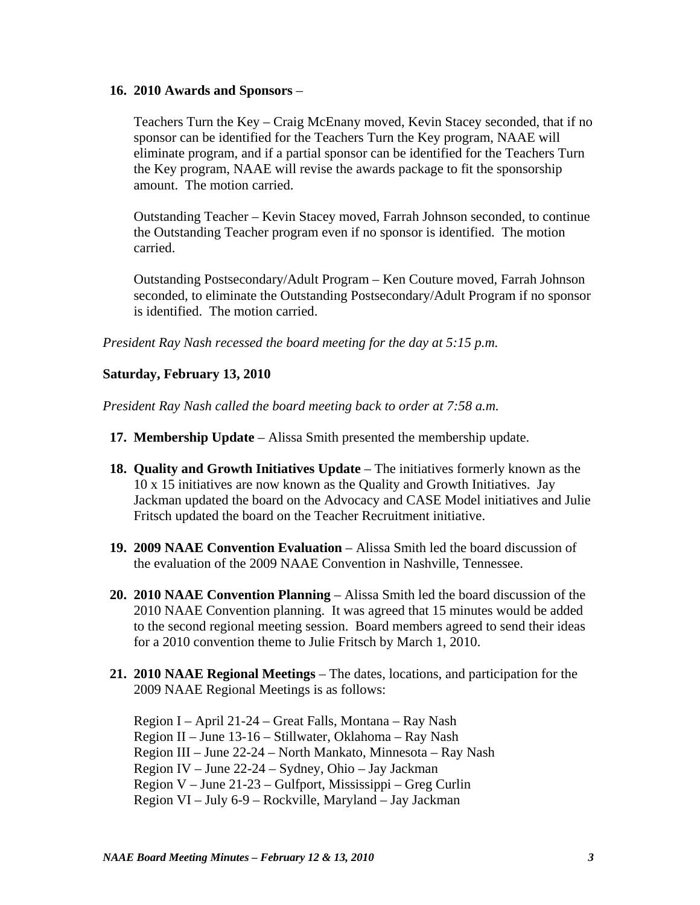16. **2010 Awards and Sponsors** –

    Teachers Turn the Key – Craig McEnany moved, Kevin Stacey seconded, that if no sponsor can be identified for the Teachers Turn the Key program, NAAE will eliminate program, and if a partial sponsor can be identified for the Teachers Turn the Key program, NAAE will revise the awards package to fit the sponsorship amount. The motion carried.

    Outstanding Teacher – Kevin Stacey moved, Farrah Johnson seconded, to continue the Outstanding Teacher program even if no sponsor is identified. The motion carried.

    Outstanding Postsecondary/Adult Program – Ken Couture moved, Farrah Johnson seconded, to eliminate the Outstanding Postsecondary/Adult Program if no sponsor is identified. The motion carried.

*President Ray Nash recessed the board meeting for the day at 5:15 p.m.*

**Saturday, February 13, 2010**

*President Ray Nash called the board meeting back to order at 7:58 a.m.*

17. **Membership Update** – Alissa Smith presented the membership update.

18. **Quality and Growth Initiatives Update** – The initiatives formerly known as the 10 x 15 initiatives are now known as the Quality and Growth Initiatives. Jay Jackman updated the board on the Advocacy and CASE Model initiatives and Julie Fritsch updated the board on the Teacher Recruitment initiative.

19. **2009 NAAE Convention Evaluation** – Alissa Smith led the board discussion of the evaluation of the 2009 NAAE Convention in Nashville, Tennessee.

20. **2010 NAAE Convention Planning** – Alissa Smith led the board discussion of the 2010 NAAE Convention planning. It was agreed that 15 minutes would be added to the second regional meeting session. Board members agreed to send their ideas for a 2010 convention theme to Julie Fritsch by March 1, 2010.

21. **2010 NAAE Regional Meetings** – The dates, locations, and participation for the 2009 NAAE Regional Meetings is as follows:

    Region I – April 21-24 – Great Falls, Montana – Ray Nash
    Region II – June 13-16 – Stillwater, Oklahoma – Ray Nash
    Region III – June 22-24 – North Mankato, Minnesota – Ray Nash
    Region IV – June 22-24 – Sydney, Ohio – Jay Jackman
    Region V – June 21-23 – Gulfport, Mississippi – Greg Curlin
    Region VI – July 6-9 – Rockville, Maryland – Jay Jackman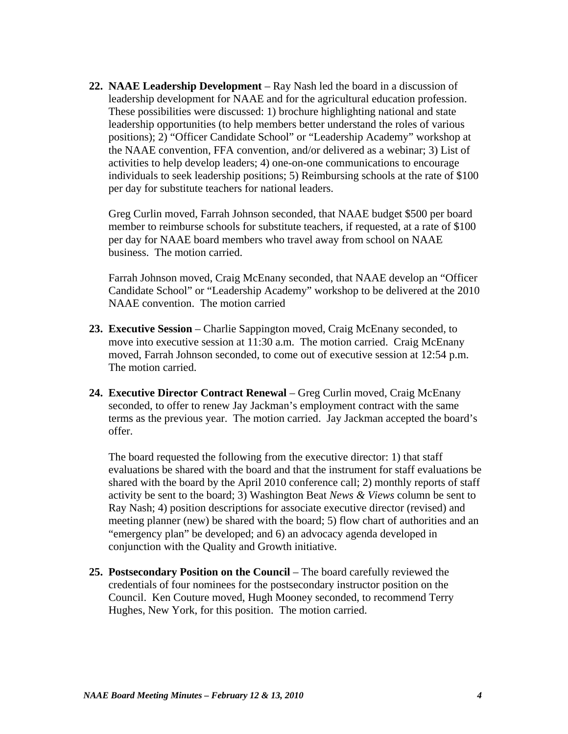22. **NAAE Leadership Development** – Ray Nash led the board in a discussion of leadership development for NAAE and for the agricultural education profession. These possibilities were discussed: 1) brochure highlighting national and state leadership opportunities (to help members better understand the roles of various positions); 2) "Officer Candidate School" or "Leadership Academy" workshop at the NAAE convention, FFA convention, and/or delivered as a webinar; 3) List of activities to help develop leaders; 4) one-on-one communications to encourage individuals to seek leadership positions; 5) Reimbursing schools at the rate of $100 per day for substitute teachers for national leaders.

    Greg Curlin moved, Farrah Johnson seconded, that NAAE budget $500 per board member to reimburse schools for substitute teachers, if requested, at a rate of $100 per day for NAAE board members who travel away from school on NAAE business. The motion carried.

    Farrah Johnson moved, Craig McEnany seconded, that NAAE develop an "Officer Candidate School" or "Leadership Academy" workshop to be delivered at the 2010 NAAE convention. The motion carried

23. **Executive Session** – Charlie Sappington moved, Craig McEnany seconded, to move into executive session at 11:30 a.m. The motion carried. Craig McEnany moved, Farrah Johnson seconded, to come out of executive session at 12:54 p.m. The motion carried.

24. **Executive Director Contract Renewal** – Greg Curlin moved, Craig McEnany seconded, to offer to renew Jay Jackman's employment contract with the same terms as the previous year. The motion carried. Jay Jackman accepted the board's offer.

    The board requested the following from the executive director: 1) that staff evaluations be shared with the board and that the instrument for staff evaluations be shared with the board by the April 2010 conference call; 2) monthly reports of staff activity be sent to the board; 3) Washington Beat *News & Views* column be sent to Ray Nash; 4) position descriptions for associate executive director (revised) and meeting planner (new) be shared with the board; 5) flow chart of authorities and an "emergency plan" be developed; and 6) an advocacy agenda developed in conjunction with the Quality and Growth initiative.

25. **Postsecondary Position on the Council** – The board carefully reviewed the credentials of four nominees for the postsecondary instructor position on the Council. Ken Couture moved, Hugh Mooney seconded, to recommend Terry Hughes, New York, for this position. The motion carried.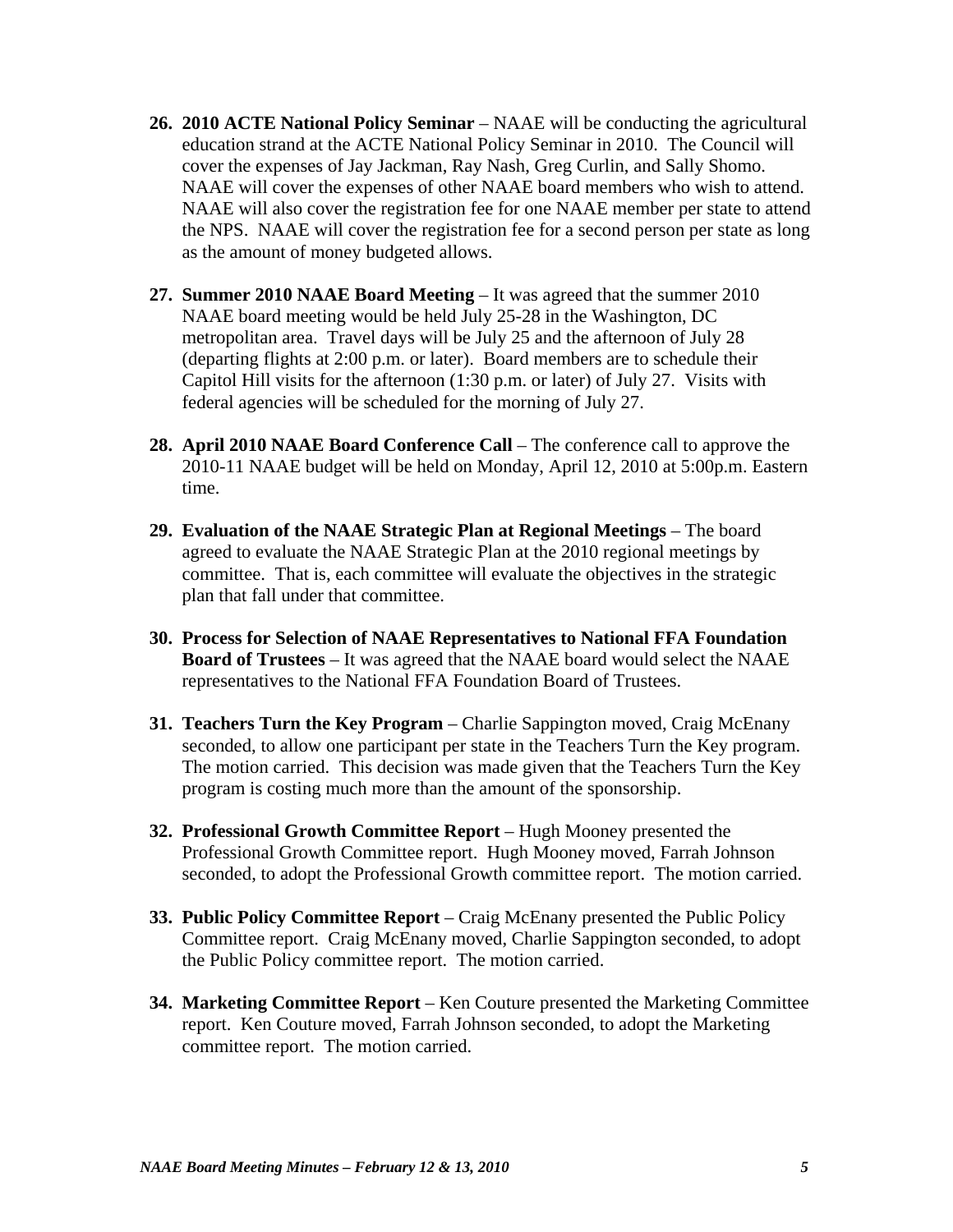26. **2010 ACTE National Policy Seminar** – NAAE will be conducting the agricultural education strand at the ACTE National Policy Seminar in 2010. The Council will cover the expenses of Jay Jackman, Ray Nash, Greg Curlin, and Sally Shomo. NAAE will cover the expenses of other NAAE board members who wish to attend. NAAE will also cover the registration fee for one NAAE member per state to attend the NPS. NAAE will cover the registration fee for a second person per state as long as the amount of money budgeted allows.

27. **Summer 2010 NAAE Board Meeting** – It was agreed that the summer 2010 NAAE board meeting would be held July 25-28 in the Washington, DC metropolitan area. Travel days will be July 25 and the afternoon of July 28 (departing flights at 2:00 p.m. or later). Board members are to schedule their Capitol Hill visits for the afternoon (1:30 p.m. or later) of July 27. Visits with federal agencies will be scheduled for the morning of July 27.

28. **April 2010 NAAE Board Conference Call** – The conference call to approve the 2010-11 NAAE budget will be held on Monday, April 12, 2010 at 5:00p.m. Eastern time.

29. **Evaluation of the NAAE Strategic Plan at Regional Meetings** – The board agreed to evaluate the NAAE Strategic Plan at the 2010 regional meetings by committee. That is, each committee will evaluate the objectives in the strategic plan that fall under that committee.

30. **Process for Selection of NAAE Representatives to National FFA Foundation Board of Trustees** – It was agreed that the NAAE board would select the NAAE representatives to the National FFA Foundation Board of Trustees.

31. **Teachers Turn the Key Program** – Charlie Sappington moved, Craig McEnany seconded, to allow one participant per state in the Teachers Turn the Key program. The motion carried. This decision was made given that the Teachers Turn the Key program is costing much more than the amount of the sponsorship.

32. **Professional Growth Committee Report** – Hugh Mooney presented the Professional Growth Committee report. Hugh Mooney moved, Farrah Johnson seconded, to adopt the Professional Growth committee report. The motion carried.

33. **Public Policy Committee Report** – Craig McEnany presented the Public Policy Committee report. Craig McEnany moved, Charlie Sappington seconded, to adopt the Public Policy committee report. The motion carried.

34. **Marketing Committee Report** – Ken Couture presented the Marketing Committee report. Ken Couture moved, Farrah Johnson seconded, to adopt the Marketing committee report. The motion carried.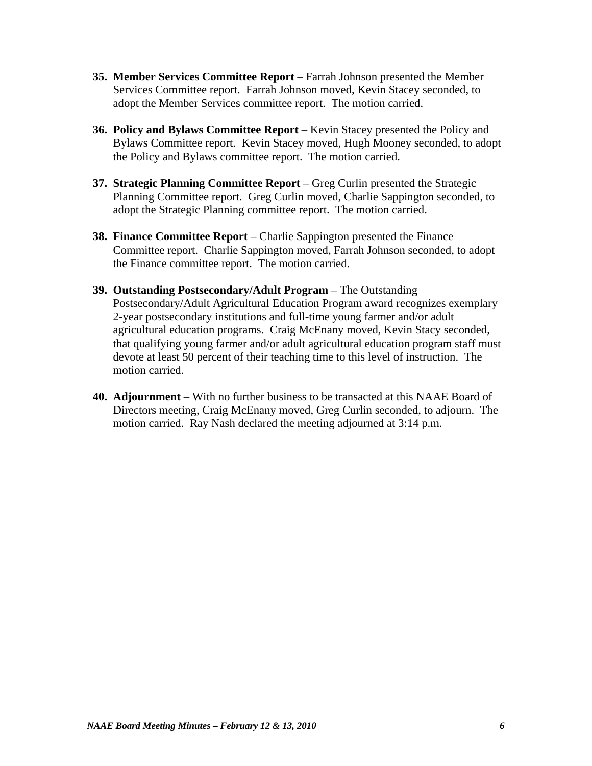35. **Member Services Committee Report** – Farrah Johnson presented the Member Services Committee report. Farrah Johnson moved, Kevin Stacey seconded, to adopt the Member Services committee report. The motion carried.

36. **Policy and Bylaws Committee Report** – Kevin Stacey presented the Policy and Bylaws Committee report. Kevin Stacey moved, Hugh Mooney seconded, to adopt the Policy and Bylaws committee report. The motion carried.

37. **Strategic Planning Committee Report** – Greg Curlin presented the Strategic Planning Committee report. Greg Curlin moved, Charlie Sappington seconded, to adopt the Strategic Planning committee report. The motion carried.

38. **Finance Committee Report** – Charlie Sappington presented the Finance Committee report. Charlie Sappington moved, Farrah Johnson seconded, to adopt the Finance committee report. The motion carried.

39. **Outstanding Postsecondary/Adult Program** – The Outstanding Postsecondary/Adult Agricultural Education Program award recognizes exemplary 2-year postsecondary institutions and full-time young farmer and/or adult agricultural education programs. Craig McEnany moved, Kevin Stacy seconded, that qualifying young farmer and/or adult agricultural education program staff must devote at least 50 percent of their teaching time to this level of instruction. The motion carried.

40. **Adjournment** – With no further business to be transacted at this NAAE Board of Directors meeting, Craig McEnany moved, Greg Curlin seconded, to adjourn. The motion carried. Ray Nash declared the meeting adjourned at 3:14 p.m.